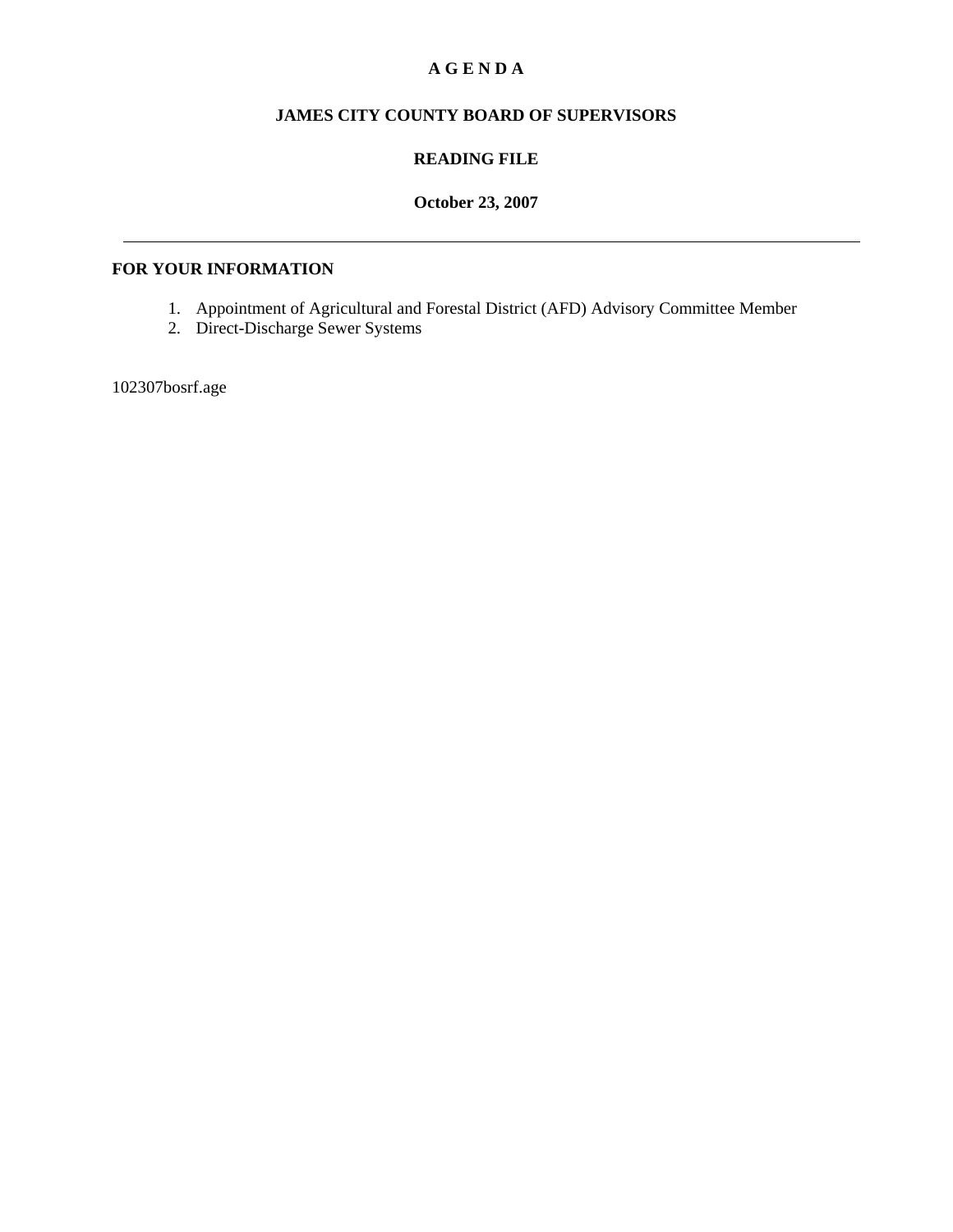# A G E N D A

## JAMES CITY COUNTY BOARD OF SUPERVISORS

## READING FILE

**October 23, 2007**

---

**FOR YOUR INFORMATION**

1. Appointment of Agricultural and Forestal District (AFD) Advisory Committee Member
2. Direct-Discharge Sewer Systems

102307bosrf.age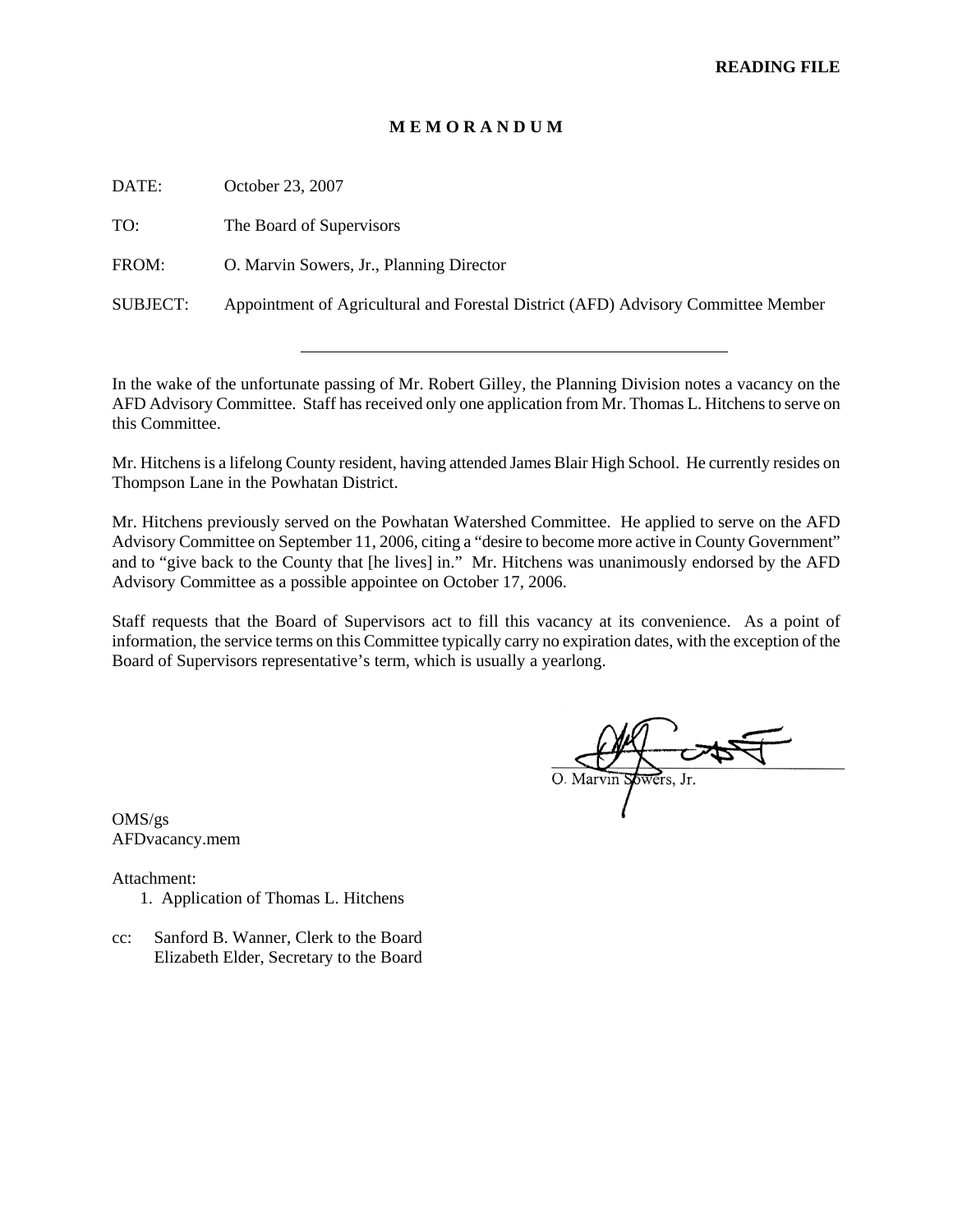**READING FILE**

# M E M O R A N D U M

DATE: October 23, 2007

TO: The Board of Supervisors

FROM: O. Marvin Sowers, Jr., Planning Director

SUBJECT: Appointment of Agricultural and Forestal District (AFD) Advisory Committee Member

---

In the wake of the unfortunate passing of Mr. Robert Gilley, the Planning Division notes a vacancy on the AFD Advisory Committee. Staff has received only one application from Mr. Thomas L. Hitchens to serve on this Committee.

Mr. Hitchens is a lifelong County resident, having attended James Blair High School. He currently resides on Thompson Lane in the Powhatan District.

Mr. Hitchens previously served on the Powhatan Watershed Committee. He applied to serve on the AFD Advisory Committee on September 11, 2006, citing a "desire to become more active in County Government" and to "give back to the County that [he lives] in." Mr. Hitchens was unanimously endorsed by the AFD Advisory Committee as a possible appointee on October 17, 2006.

Staff requests that the Board of Supervisors act to fill this vacancy at its convenience. As a point of information, the service terms on this Committee typically carry no expiration dates, with the exception of the Board of Supervisors representative's term, which is usually a yearlong.

O. Marvin Sowers, Jr.

OMS/gs
AFDvacancy.mem

Attachment:
1. Application of Thomas L. Hitchens

cc: Sanford B. Wanner, Clerk to the Board
Elizabeth Elder, Secretary to the Board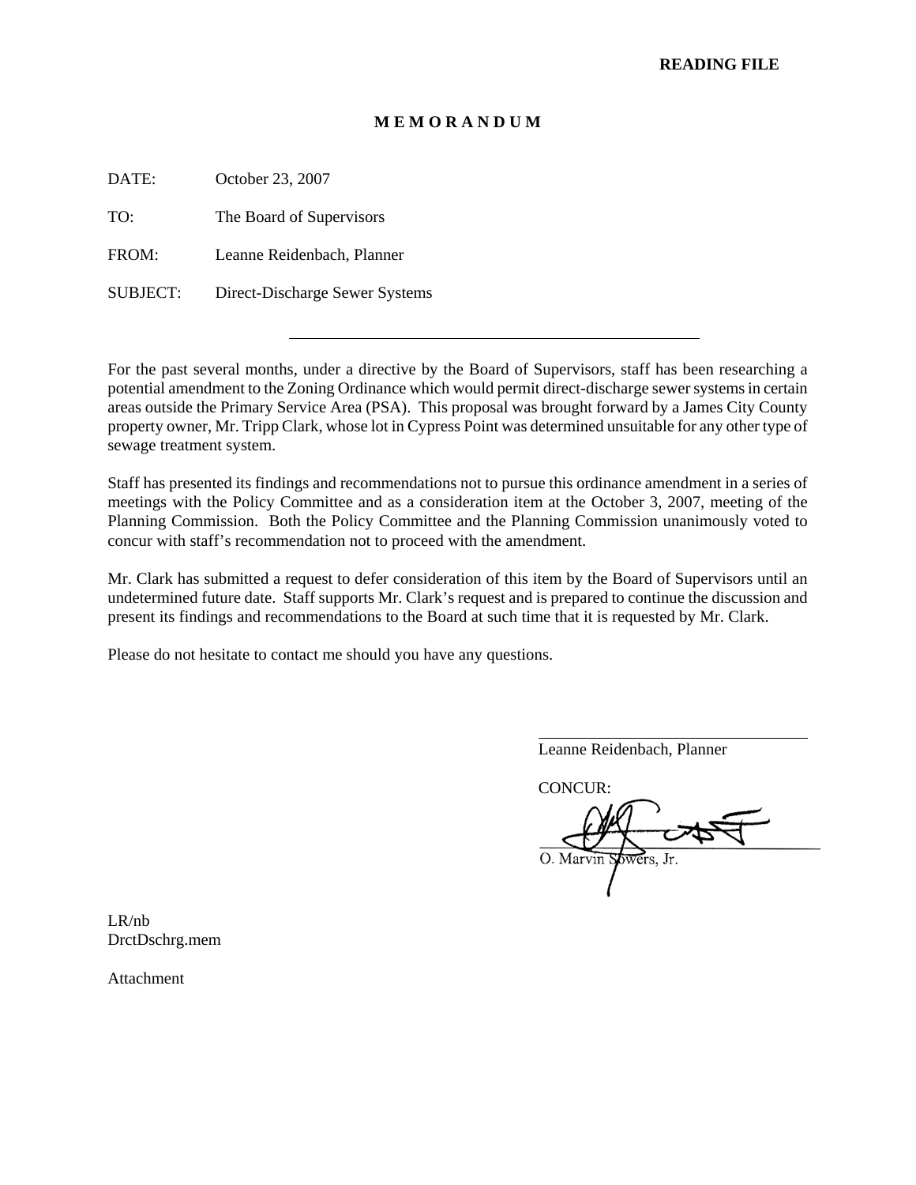**READING FILE**

**M E M O R A N D U M**

DATE: October 23, 2007

TO: The Board of Supervisors

FROM: Leanne Reidenbach, Planner

SUBJECT: Direct-Discharge Sewer Systems

---

For the past several months, under a directive by the Board of Supervisors, staff has been researching a potential amendment to the Zoning Ordinance which would permit direct-discharge sewer systems in certain areas outside the Primary Service Area (PSA). This proposal was brought forward by a James City County property owner, Mr. Tripp Clark, whose lot in Cypress Point was determined unsuitable for any other type of sewage treatment system.

Staff has presented its findings and recommendations not to pursue this ordinance amendment in a series of meetings with the Policy Committee and as a consideration item at the October 3, 2007, meeting of the Planning Commission. Both the Policy Committee and the Planning Commission unanimously voted to concur with staff's recommendation not to proceed with the amendment.

Mr. Clark has submitted a request to defer consideration of this item by the Board of Supervisors until an undetermined future date. Staff supports Mr. Clark's request and is prepared to continue the discussion and present its findings and recommendations to the Board at such time that it is requested by Mr. Clark.

Please do not hesitate to contact me should you have any questions.

Leanne Reidenbach, Planner

CONCUR:

O. Marvin Sowers, Jr.

LR/nb
DrctDschrg.mem

Attachment